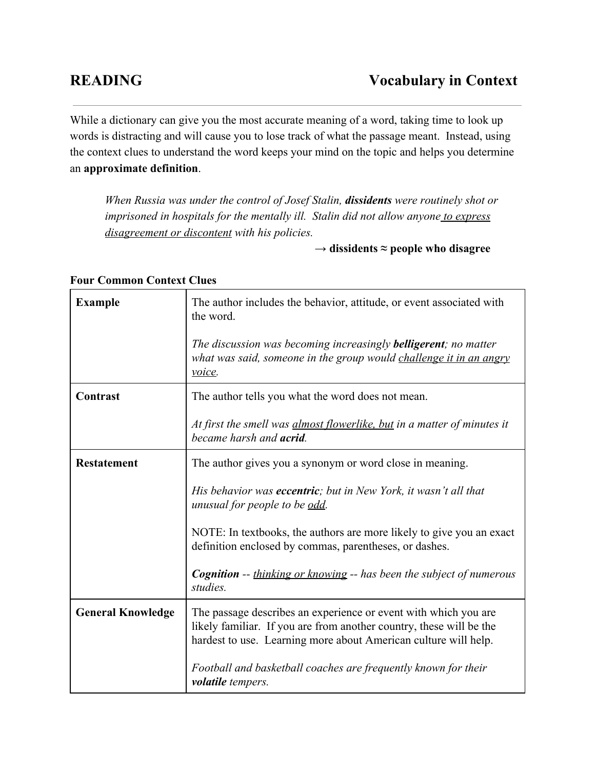# READING — Vocabulary in Context

While a dictionary can give you the most accurate meaning of a word, taking time to look up words is distracting and will cause you to lose track of what the passage meant. Instead, using the context clues to understand the word keeps your mind on the topic and helps you determine an **approximate definition**.

> *When Russia was under the control of Josef Stalin, **dissidents** were routinely shot or imprisoned in hospitals for the mentally ill. Stalin did not allow anyone <u>to express disagreement or discontent</u> with his policies.*
>
> **→ dissidents ≈ people who disagree**

**Four Common Context Clues**

| | |
|---|---|
| **Example** | The author includes the behavior, attitude, or event associated with the word.<br><br>*The discussion was becoming increasingly **belligerent**; no matter what was said, someone in the group would <u>challenge it in an angry voice</u>.* |
| **Contrast** | The author tells you what the word does not mean.<br><br>*At first the smell was <u>almost flowerlike, but</u> in a matter of minutes it became harsh and **acrid**.* |
| **Restatement** | The author gives you a synonym or word close in meaning.<br><br>*His behavior was **eccentric**; but in New York, it wasn't all that unusual for people to be <u>odd</u>.*<br><br>NOTE: In textbooks, the authors are more likely to give you an exact definition enclosed by commas, parentheses, or dashes.<br><br>***Cognition** -- <u>thinking or knowing</u> -- has been the subject of numerous studies.* |
| **General Knowledge** | The passage describes an experience or event with which you are likely familiar. If you are from another country, these will be the hardest to use. Learning more about American culture will help.<br><br>*Football and basketball coaches are frequently known for their **volatile** tempers.* |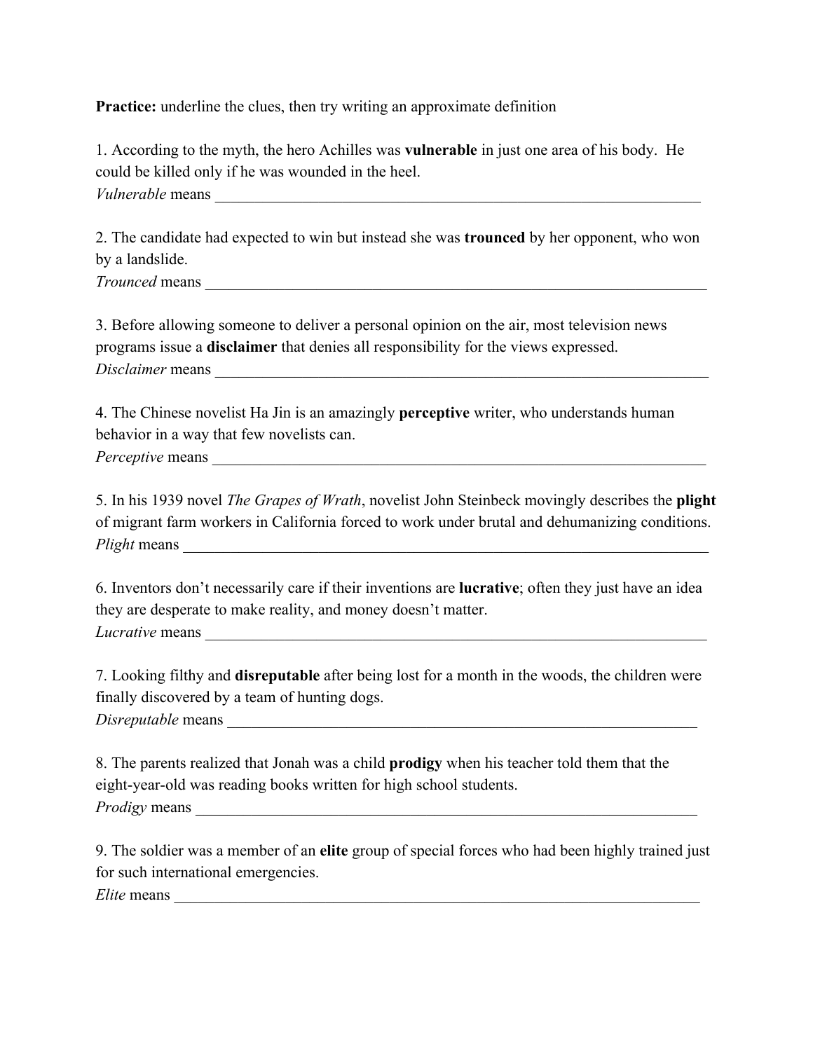**Practice:** underline the clues, then try writing an approximate definition

1. According to the myth, the hero Achilles was **vulnerable** in just one area of his body. He could be killed only if he was wounded in the heel.
*Vulnerable* means ___________________________________________________________________

2. The candidate had expected to win but instead she was **trounced** by her opponent, who won by a landslide.
*Trounced* means ___________________________________________________________________

3. Before allowing someone to deliver a personal opinion on the air, most television news programs issue a **disclaimer** that denies all responsibility for the views expressed.
*Disclaimer* means ___________________________________________________________________

4. The Chinese novelist Ha Jin is an amazingly **perceptive** writer, who understands human behavior in a way that few novelists can.
*Perceptive* means ___________________________________________________________________

5. In his 1939 novel *The Grapes of Wrath*, novelist John Steinbeck movingly describes the **plight** of migrant farm workers in California forced to work under brutal and dehumanizing conditions.
*Plight* means ___________________________________________________________________

6. Inventors don't necessarily care if their inventions are **lucrative**; often they just have an idea they are desperate to make reality, and money doesn't matter.
*Lucrative* means ___________________________________________________________________

7. Looking filthy and **disreputable** after being lost for a month in the woods, the children were finally discovered by a team of hunting dogs.
*Disreputable* means ___________________________________________________________________

8. The parents realized that Jonah was a child **prodigy** when his teacher told them that the eight-year-old was reading books written for high school students.
*Prodigy* means ___________________________________________________________________

9. The soldier was a member of an **elite** group of special forces who had been highly trained just for such international emergencies.
*Elite* means ___________________________________________________________________